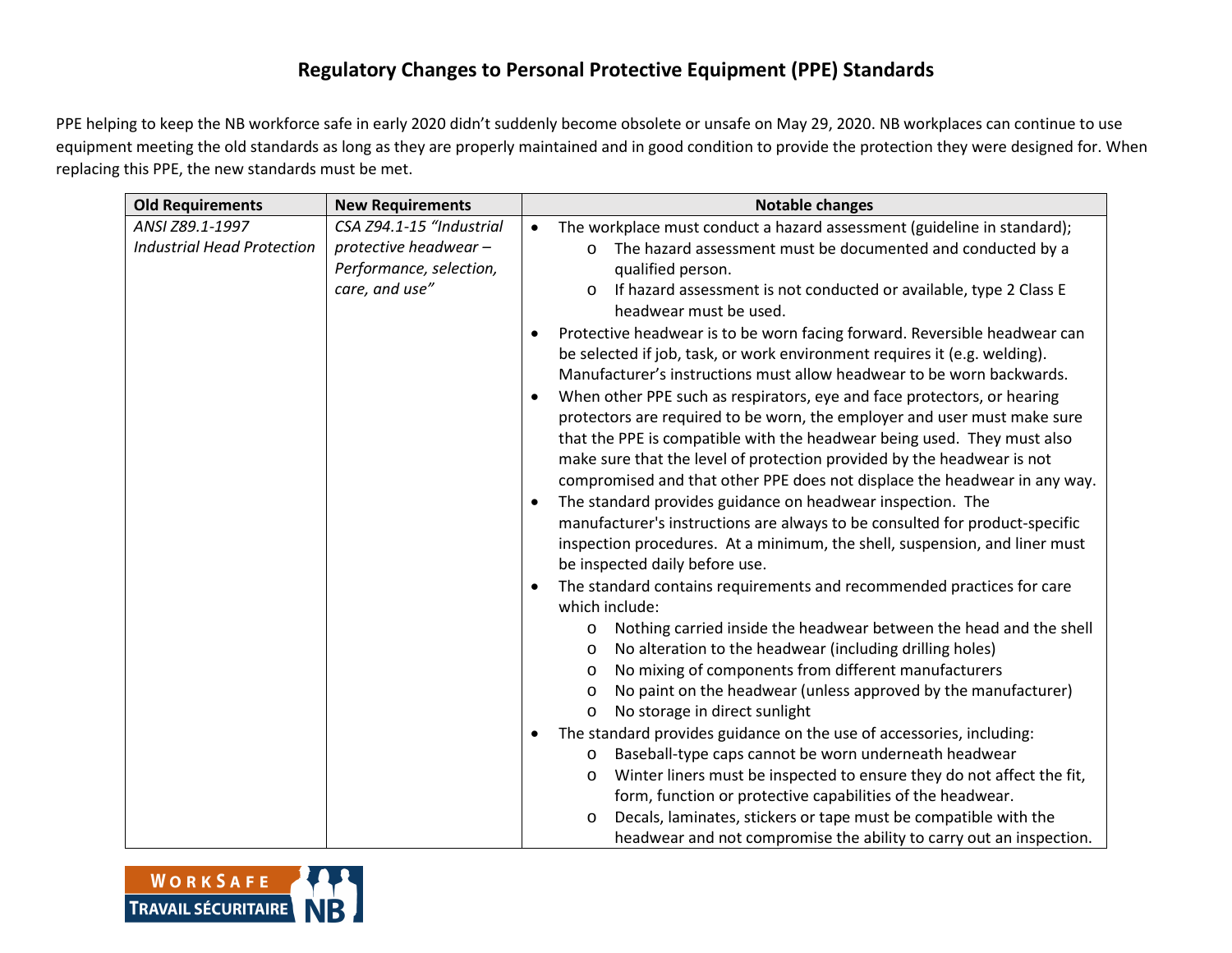# Regulatory Changes to Personal Protective Equipment (PPE) Standards

PPE helping to keep the NB workforce safe in early 2020 didn't suddenly become obsolete or unsafe on May 29, 2020. NB workplaces can continue to use equipment meeting the old standards as long as they are properly maintained and in good condition to provide the protection they were designed for. When replacing this PPE, the new standards must be met.

| Old Requirements | New Requirements | Notable changes |
|---|---|---|
| *ANSI Z89.1-1997 Industrial Head Protection* | *CSA Z94.1-15 "Industrial protective headwear – Performance, selection, care, and use"* | • The workplace must conduct a hazard assessment (guideline in standard);<br>  o The hazard assessment must be documented and conducted by a qualified person.<br>  o If hazard assessment is not conducted or available, type 2 Class E headwear must be used.<br>• Protective headwear is to be worn facing forward. Reversible headwear can be selected if job, task, or work environment requires it (e.g. welding). Manufacturer's instructions must allow headwear to be worn backwards.<br>• When other PPE such as respirators, eye and face protectors, or hearing protectors are required to be worn, the employer and user must make sure that the PPE is compatible with the headwear being used. They must also make sure that the level of protection provided by the headwear is not compromised and that other PPE does not displace the headwear in any way.<br>• The standard provides guidance on headwear inspection. The manufacturer's instructions are always to be consulted for product-specific inspection procedures. At a minimum, the shell, suspension, and liner must be inspected daily before use.<br>• The standard contains requirements and recommended practices for care which include:<br>  o Nothing carried inside the headwear between the head and the shell<br>  o No alteration to the headwear (including drilling holes)<br>  o No mixing of components from different manufacturers<br>  o No paint on the headwear (unless approved by the manufacturer)<br>  o No storage in direct sunlight<br>• The standard provides guidance on the use of accessories, including:<br>  o Baseball-type caps cannot be worn underneath headwear<br>  o Winter liners must be inspected to ensure they do not affect the fit, form, function or protective capabilities of the headwear.<br>  o Decals, laminates, stickers or tape must be compatible with the headwear and not compromise the ability to carry out an inspection. |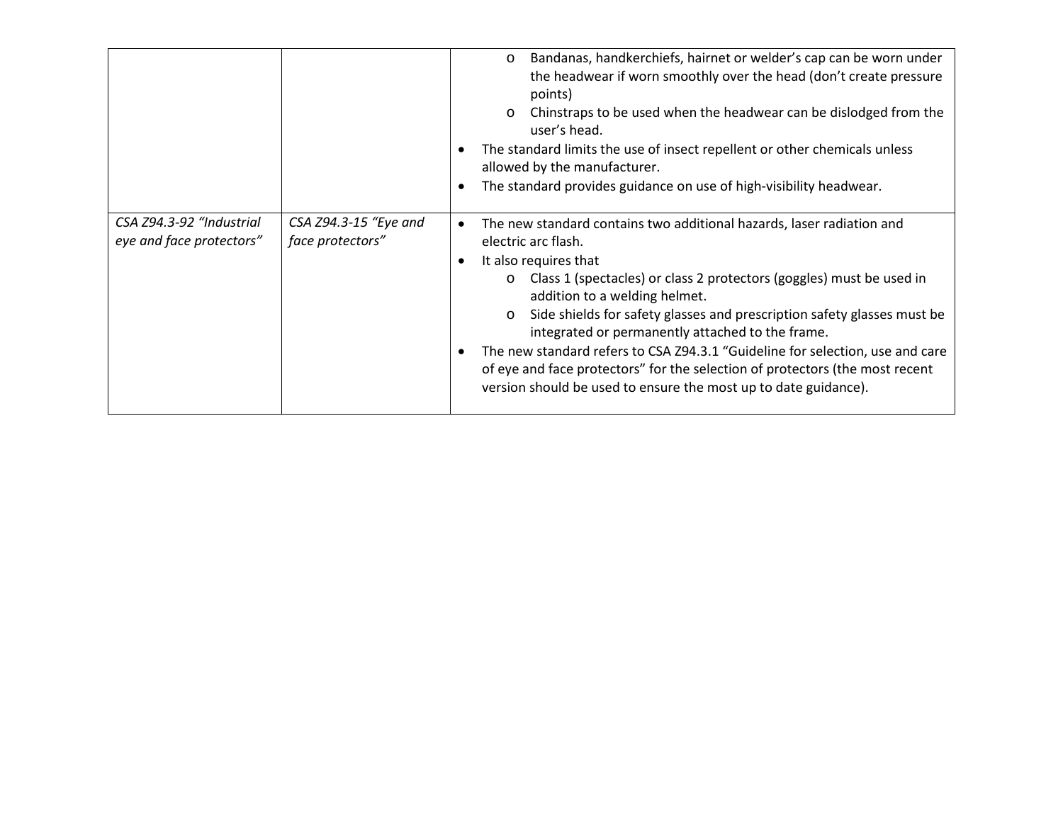| | | |
|---|---|---|
| | | <ul><li>Bandanas, handkerchiefs, hairnet or welder's cap can be worn under the headwear if worn smoothly over the head (don't create pressure points)</li><li>Chinstraps to be used when the headwear can be dislodged from the user's head.</li></ul><ul><li>The standard limits the use of insect repellent or other chemicals unless allowed by the manufacturer.</li><li>The standard provides guidance on use of high-visibility headwear.</li></ul> |
| *CSA Z94.3-92 "Industrial eye and face protectors"* | *CSA Z94.3-15 "Eye and face protectors"* | <ul><li>The new standard contains two additional hazards, laser radiation and electric arc flash.</li><li>It also requires that<ul><li>Class 1 (spectacles) or class 2 protectors (goggles) must be used in addition to a welding helmet.</li><li>Side shields for safety glasses and prescription safety glasses must be integrated or permanently attached to the frame.</li></ul></li><li>The new standard refers to CSA Z94.3.1 "Guideline for selection, use and care of eye and face protectors" for the selection of protectors (the most recent version should be used to ensure the most up to date guidance).</li></ul> |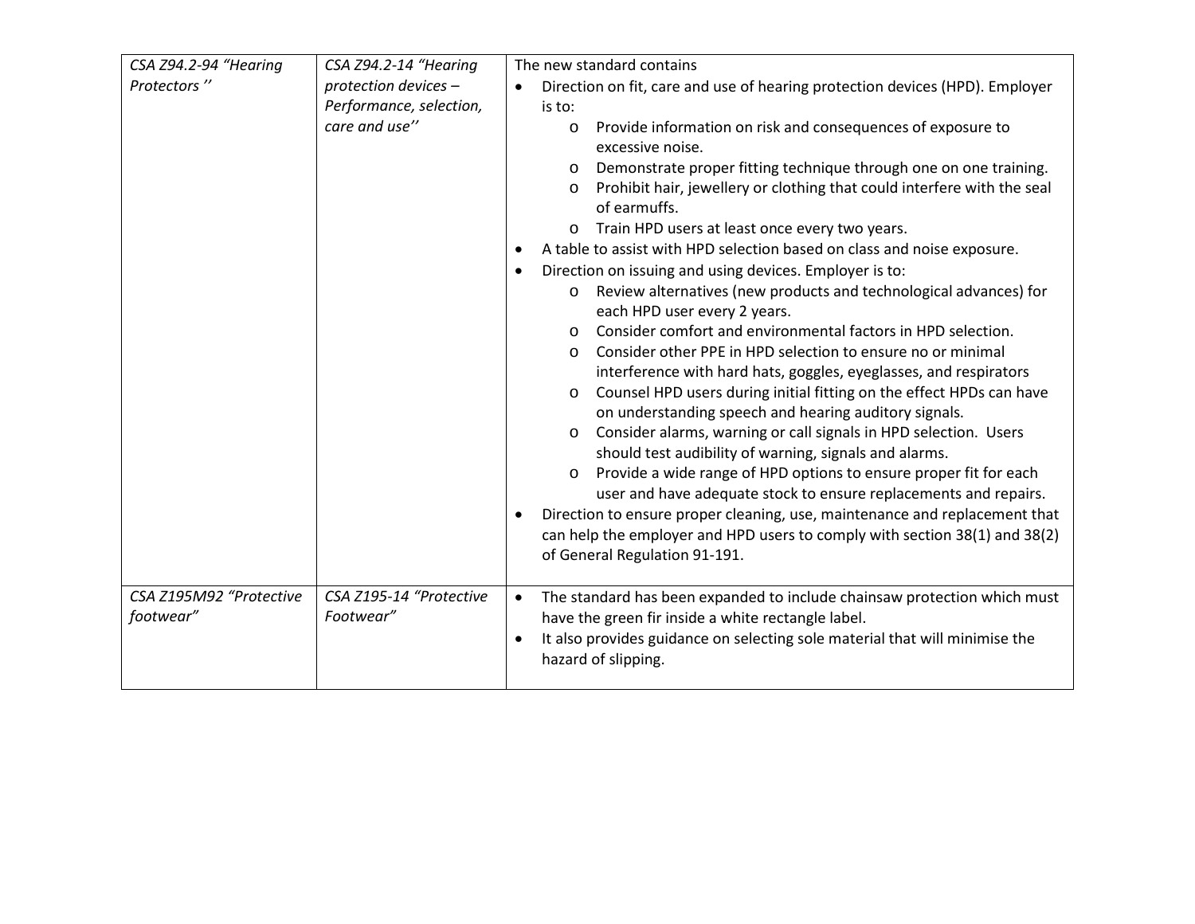| | | |
|---|---|---|
| *CSA Z94.2-94 "Hearing Protectors ''* | *CSA Z94.2-14 "Hearing protection devices – Performance, selection, care and use''* | The new standard contains<br>• Direction on fit, care and use of hearing protection devices (HPD). Employer is to:<br>  o Provide information on risk and consequences of exposure to excessive noise.<br>  o Demonstrate proper fitting technique through one on one training.<br>  o Prohibit hair, jewellery or clothing that could interfere with the seal of earmuffs.<br>  o Train HPD users at least once every two years.<br>• A table to assist with HPD selection based on class and noise exposure.<br>• Direction on issuing and using devices. Employer is to:<br>  o Review alternatives (new products and technological advances) for each HPD user every 2 years.<br>  o Consider comfort and environmental factors in HPD selection.<br>  o Consider other PPE in HPD selection to ensure no or minimal interference with hard hats, goggles, eyeglasses, and respirators<br>  o Counsel HPD users during initial fitting on the effect HPDs can have on understanding speech and hearing auditory signals.<br>  o Consider alarms, warning or call signals in HPD selection. Users should test audibility of warning, signals and alarms.<br>  o Provide a wide range of HPD options to ensure proper fit for each user and have adequate stock to ensure replacements and repairs.<br>• Direction to ensure proper cleaning, use, maintenance and replacement that can help the employer and HPD users to comply with section 38(1) and 38(2) of General Regulation 91-191. |
| *CSA Z195M92 "Protective footwear"* | *CSA Z195-14 "Protective Footwear"* | • The standard has been expanded to include chainsaw protection which must have the green fir inside a white rectangle label.<br>• It also provides guidance on selecting sole material that will minimise the hazard of slipping. |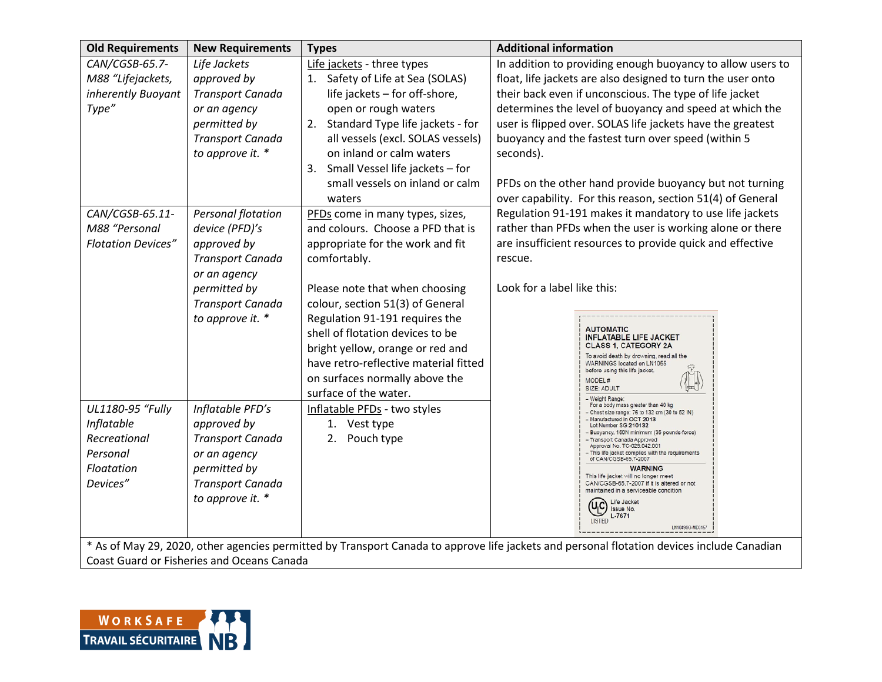| Old Requirements | New Requirements | Types | Additional information |
|---|---|---|---|
| *CAN/CGSB-65.7-M88 "Lifejackets, inherently Buoyant Type"* | *Life Jackets approved by Transport Canada or an agency permitted by Transport Canada to approve it. ** | Life jackets - three types<br>1. Safety of Life at Sea (SOLAS) life jackets – for off-shore, open or rough waters<br>2. Standard Type life jackets - for all vessels (excl. SOLAS vessels) on inland or calm waters<br>3. Small Vessel life jackets – for small vessels on inland or calm waters | In addition to providing enough buoyancy to allow users to float, life jackets are also designed to turn the user onto their back even if unconscious. The type of life jacket determines the level of buoyancy and speed at which the user is flipped over. SOLAS life jackets have the greatest buoyancy and the fastest turn over speed (within 5 seconds).<br><br>PFDs on the other hand provide buoyancy but not turning over capability. For this reason, section 51(4) of General Regulation 91-191 makes it mandatory to use life jackets rather than PFDs when the user is working alone or there are insufficient resources to provide quick and effective rescue.<br><br>Look for a label like this:<br><br>AUTOMATIC INFLATABLE LIFE JACKET CLASS 1, CATEGORY 2A<br>To avoid death by drowning, read all the WARNINGS located on LN1055 before using this life jacket.<br>MODEL#<br>SIZE: ADULT<br>– Weight Range: For a body mass greater than 40 kg<br>– Chest size range: 76 to 132 cm (30 to 52 IN)<br>– Manufactured in OCT 2013 Lot Number SG 210132<br>– Buoyancy, 150N minimum (35 pounds-force)<br>– Transport Canada Approved Approval No. TC-029.042.001<br>– This life jacket complies with the requirements of CAN/CGSB-65.7-2007<br>WARNING<br>This life jacket will no longer meet CAN/CGSB-65.7-2007 if it is altered or not maintained in a serviceable condition<br>UL LISTED Life Jacket Issue No. L-7671<br>LN1049SG-MD0157 |
| *CAN/CGSB-65.11-M88 "Personal Flotation Devices"* | *Personal flotation device (PFD)'s approved by Transport Canada or an agency permitted by Transport Canada to approve it. ** | PFDs come in many types, sizes, and colours. Choose a PFD that is appropriate for the work and fit comfortably.<br><br>Please note that when choosing colour, section 51(3) of General Regulation 91-191 requires the shell of flotation devices to be bright yellow, orange or red and have retro-reflective material fitted on surfaces normally above the surface of the water. | |
| *UL1180-95 "Fully Inflatable Recreational Personal Floatation Devices"* | *Inflatable PFD's approved by Transport Canada or an agency permitted by Transport Canada to approve it. ** | Inflatable PFDs - two styles<br>1. Vest type<br>2. Pouch type | |

\* As of May 29, 2020, other agencies permitted by Transport Canada to approve life jackets and personal flotation devices include Canadian Coast Guard or Fisheries and Oceans Canada